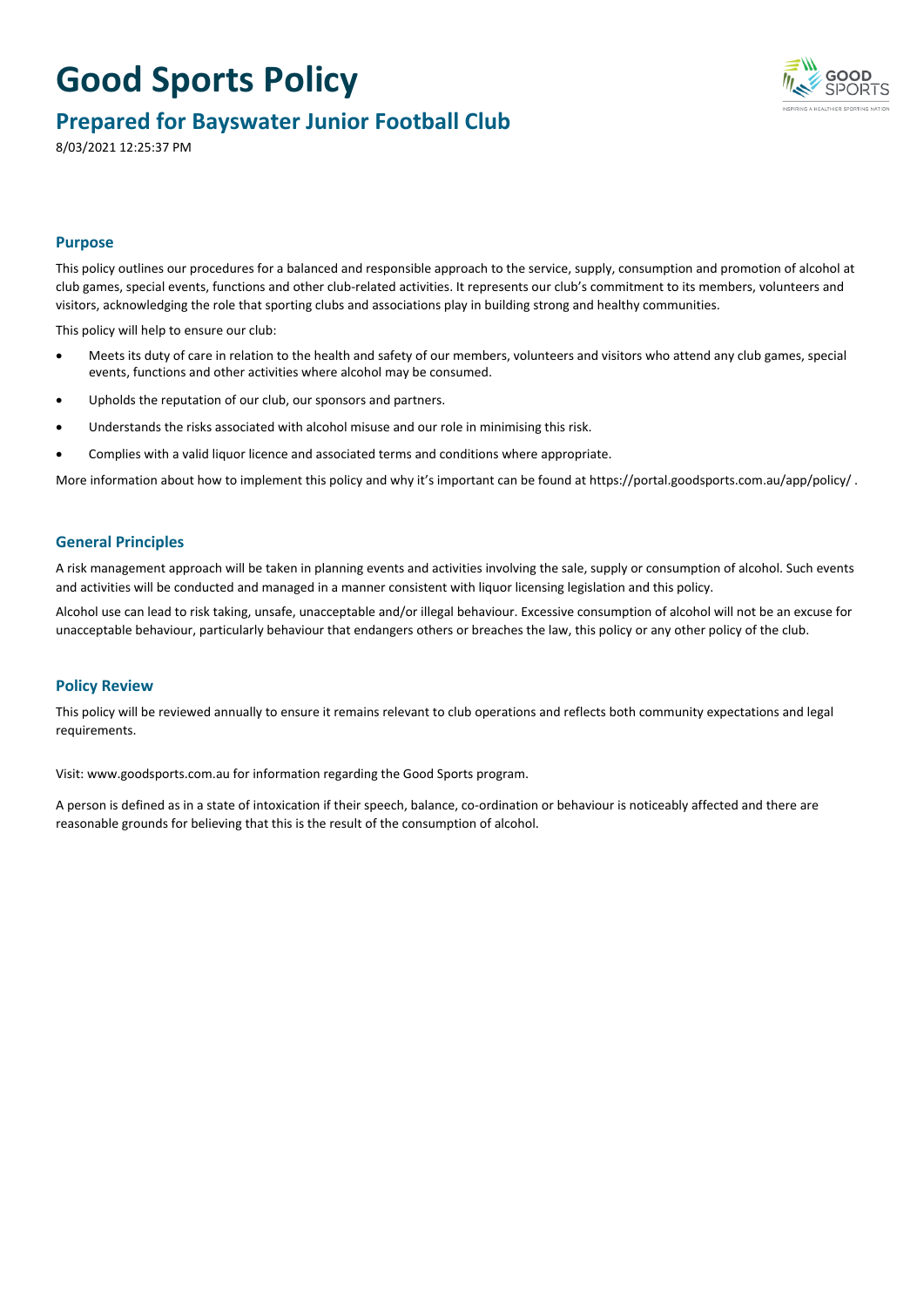# Good Sports Policy

## Prepared for Bayswater Junior Football Club

8/03/2021 12:25:37 PM

### Purpose

This policy outlines our procedures for a balanced and responsible approach to the service, supply, consumption and promotion of alcohol at club games, special events, functions and other club-related activities. It represents our club's commitment to its members, volunteers and visitors, acknowledging the role that sporting clubs and associations play in building strong and healthy communities.

This policy will help to ensure our club:

- Meets its duty of care in relation to the health and safety of our members, volunteers and visitors who attend any club games, special events, functions and other activities where alcohol may be consumed.
- Upholds the reputation of our club, our sponsors and partners.
- Understands the risks associated with alcohol misuse and our role in minimising this risk.
- Complies with a valid liquor licence and associated terms and conditions where appropriate.

More information about how to implement this policy and why it's important can be found at https://portal.goodsports.com.au/app/policy/ .

### General Principles

A risk management approach will be taken in planning events and activities involving the sale, supply or consumption of alcohol. Such events and activities will be conducted and managed in a manner consistent with liquor licensing legislation and this policy.

Alcohol use can lead to risk taking, unsafe, unacceptable and/or illegal behaviour. Excessive consumption of alcohol will not be an excuse for unacceptable behaviour, particularly behaviour that endangers others or breaches the law, this policy or any other policy of the club.

### Policy Review

This policy will be reviewed annually to ensure it remains relevant to club operations and reflects both community expectations and legal requirements.

Visit: www.goodsports.com.au for information regarding the Good Sports program.

A person is defined as in a state of intoxication if their speech, balance, co-ordination or behaviour is noticeably affected and there are reasonable grounds for believing that this is the result of the consumption of alcohol.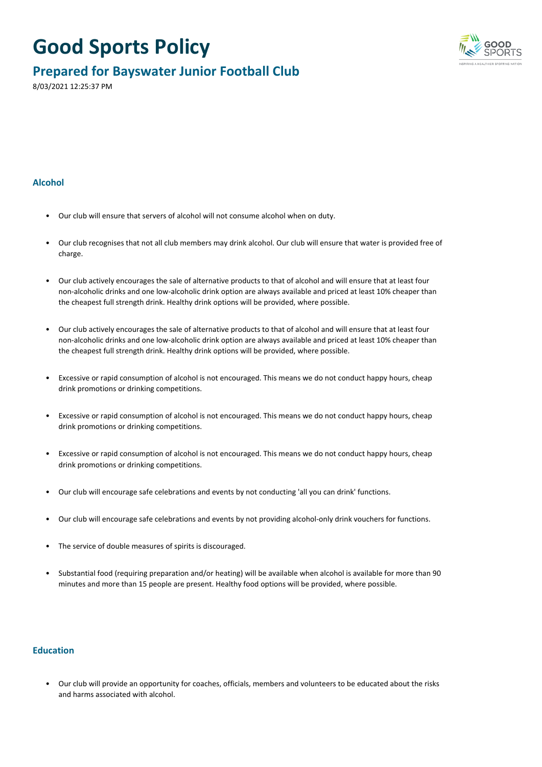# Good Sports Policy

## Prepared for Bayswater Junior Football Club

8/03/2021 12:25:37 PM

### Alcohol

- Our club will ensure that servers of alcohol will not consume alcohol when on duty.
- Our club recognises that not all club members may drink alcohol. Our club will ensure that water is provided free of charge.
- Our club actively encourages the sale of alternative products to that of alcohol and will ensure that at least four non-alcoholic drinks and one low-alcoholic drink option are always available and priced at least 10% cheaper than the cheapest full strength drink. Healthy drink options will be provided, where possible.
- Our club actively encourages the sale of alternative products to that of alcohol and will ensure that at least four non-alcoholic drinks and one low-alcoholic drink option are always available and priced at least 10% cheaper than the cheapest full strength drink. Healthy drink options will be provided, where possible.
- Excessive or rapid consumption of alcohol is not encouraged. This means we do not conduct happy hours, cheap drink promotions or drinking competitions.
- Excessive or rapid consumption of alcohol is not encouraged. This means we do not conduct happy hours, cheap drink promotions or drinking competitions.
- Excessive or rapid consumption of alcohol is not encouraged. This means we do not conduct happy hours, cheap drink promotions or drinking competitions.
- Our club will encourage safe celebrations and events by not conducting 'all you can drink' functions.
- Our club will encourage safe celebrations and events by not providing alcohol-only drink vouchers for functions.
- The service of double measures of spirits is discouraged.
- Substantial food (requiring preparation and/or heating) will be available when alcohol is available for more than 90 minutes and more than 15 people are present. Healthy food options will be provided, where possible.

### Education

- Our club will provide an opportunity for coaches, officials, members and volunteers to be educated about the risks and harms associated with alcohol.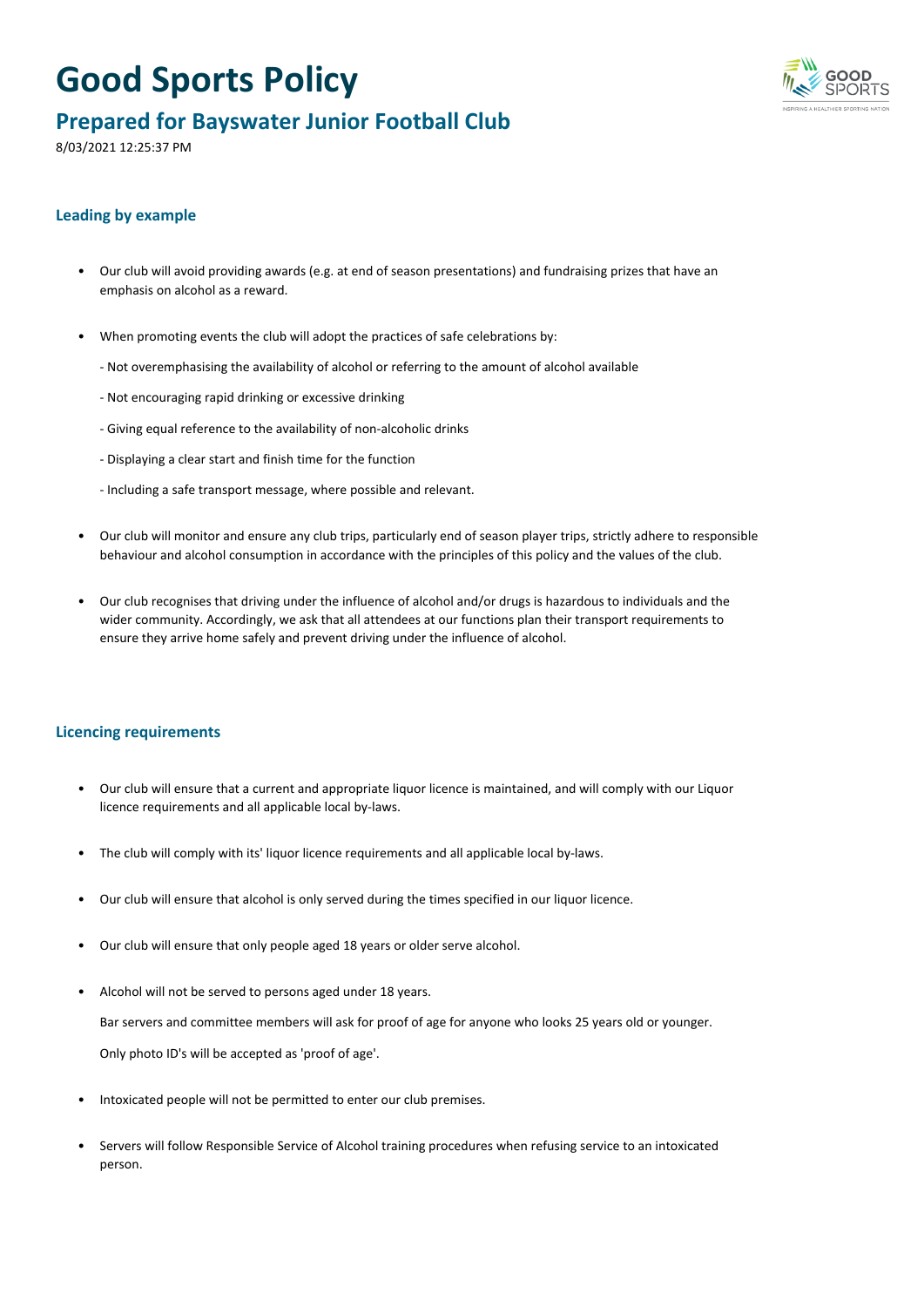# Good Sports Policy

## Prepared for Bayswater Junior Football Club

8/03/2021 12:25:37 PM

### Leading by example

- Our club will avoid providing awards (e.g. at end of season presentations) and fundraising prizes that have an emphasis on alcohol as a reward.

- When promoting events the club will adopt the practices of safe celebrations by:

  - Not overemphasising the availability of alcohol or referring to the amount of alcohol available

  - Not encouraging rapid drinking or excessive drinking

  - Giving equal reference to the availability of non-alcoholic drinks

  - Displaying a clear start and finish time for the function

  - Including a safe transport message, where possible and relevant.

- Our club will monitor and ensure any club trips, particularly end of season player trips, strictly adhere to responsible behaviour and alcohol consumption in accordance with the principles of this policy and the values of the club.

- Our club recognises that driving under the influence of alcohol and/or drugs is hazardous to individuals and the wider community. Accordingly, we ask that all attendees at our functions plan their transport requirements to ensure they arrive home safely and prevent driving under the influence of alcohol.

### Licencing requirements

- Our club will ensure that a current and appropriate liquor licence is maintained, and will comply with our Liquor licence requirements and all applicable local by-laws.

- The club will comply with its' liquor licence requirements and all applicable local by-laws.

- Our club will ensure that alcohol is only served during the times specified in our liquor licence.

- Our club will ensure that only people aged 18 years or older serve alcohol.

- Alcohol will not be served to persons aged under 18 years.

  Bar servers and committee members will ask for proof of age for anyone who looks 25 years old or younger.

  Only photo ID's will be accepted as 'proof of age'.

- Intoxicated people will not be permitted to enter our club premises.

- Servers will follow Responsible Service of Alcohol training procedures when refusing service to an intoxicated person.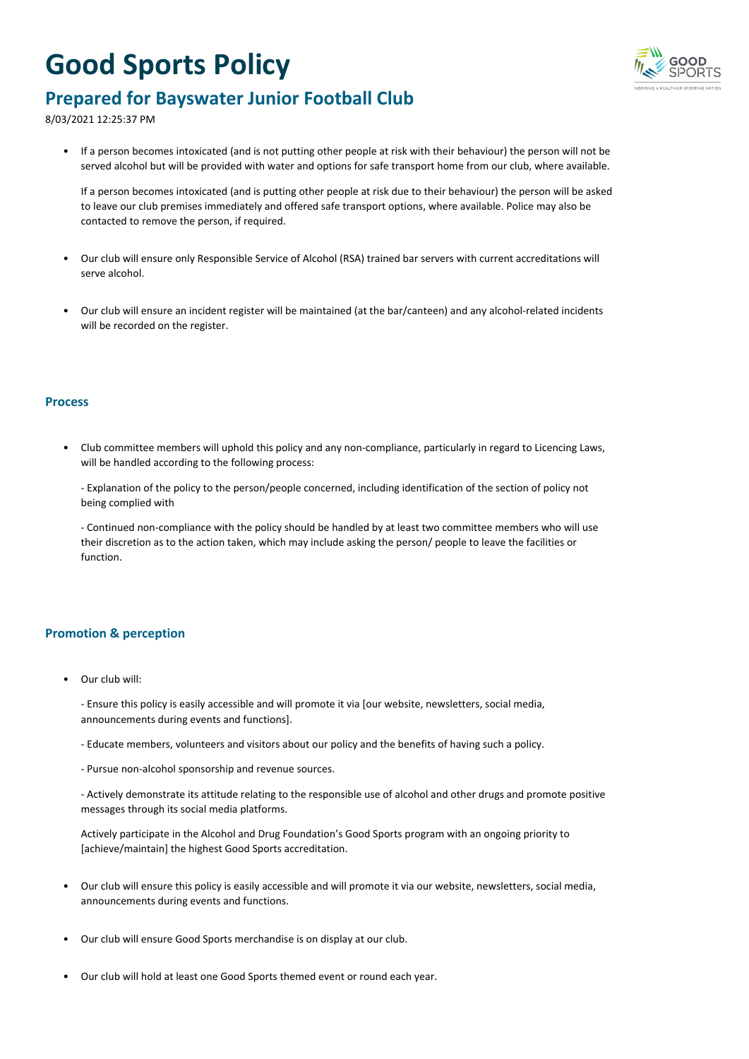# Good Sports Policy

## Prepared for Bayswater Junior Football Club

8/03/2021 12:25:37 PM

- If a person becomes intoxicated (and is not putting other people at risk with their behaviour) the person will not be served alcohol but will be provided with water and options for safe transport home from our club, where available.

  If a person becomes intoxicated (and is putting other people at risk due to their behaviour) the person will be asked to leave our club premises immediately and offered safe transport options, where available. Police may also be contacted to remove the person, if required.

- Our club will ensure only Responsible Service of Alcohol (RSA) trained bar servers with current accreditations will serve alcohol.

- Our club will ensure an incident register will be maintained (at the bar/canteen) and any alcohol-related incidents will be recorded on the register.

### Process

- Club committee members will uphold this policy and any non-compliance, particularly in regard to Licencing Laws, will be handled according to the following process:

  - Explanation of the policy to the person/people concerned, including identification of the section of policy not being complied with

  - Continued non-compliance with the policy should be handled by at least two committee members who will use their discretion as to the action taken, which may include asking the person/ people to leave the facilities or function.

### Promotion & perception

- Our club will:

  - Ensure this policy is easily accessible and will promote it via [our website, newsletters, social media, announcements during events and functions].

  - Educate members, volunteers and visitors about our policy and the benefits of having such a policy.

  - Pursue non-alcohol sponsorship and revenue sources.

  - Actively demonstrate its attitude relating to the responsible use of alcohol and other drugs and promote positive messages through its social media platforms.

  Actively participate in the Alcohol and Drug Foundation's Good Sports program with an ongoing priority to [achieve/maintain] the highest Good Sports accreditation.

- Our club will ensure this policy is easily accessible and will promote it via our website, newsletters, social media, announcements during events and functions.

- Our club will ensure Good Sports merchandise is on display at our club.

- Our club will hold at least one Good Sports themed event or round each year.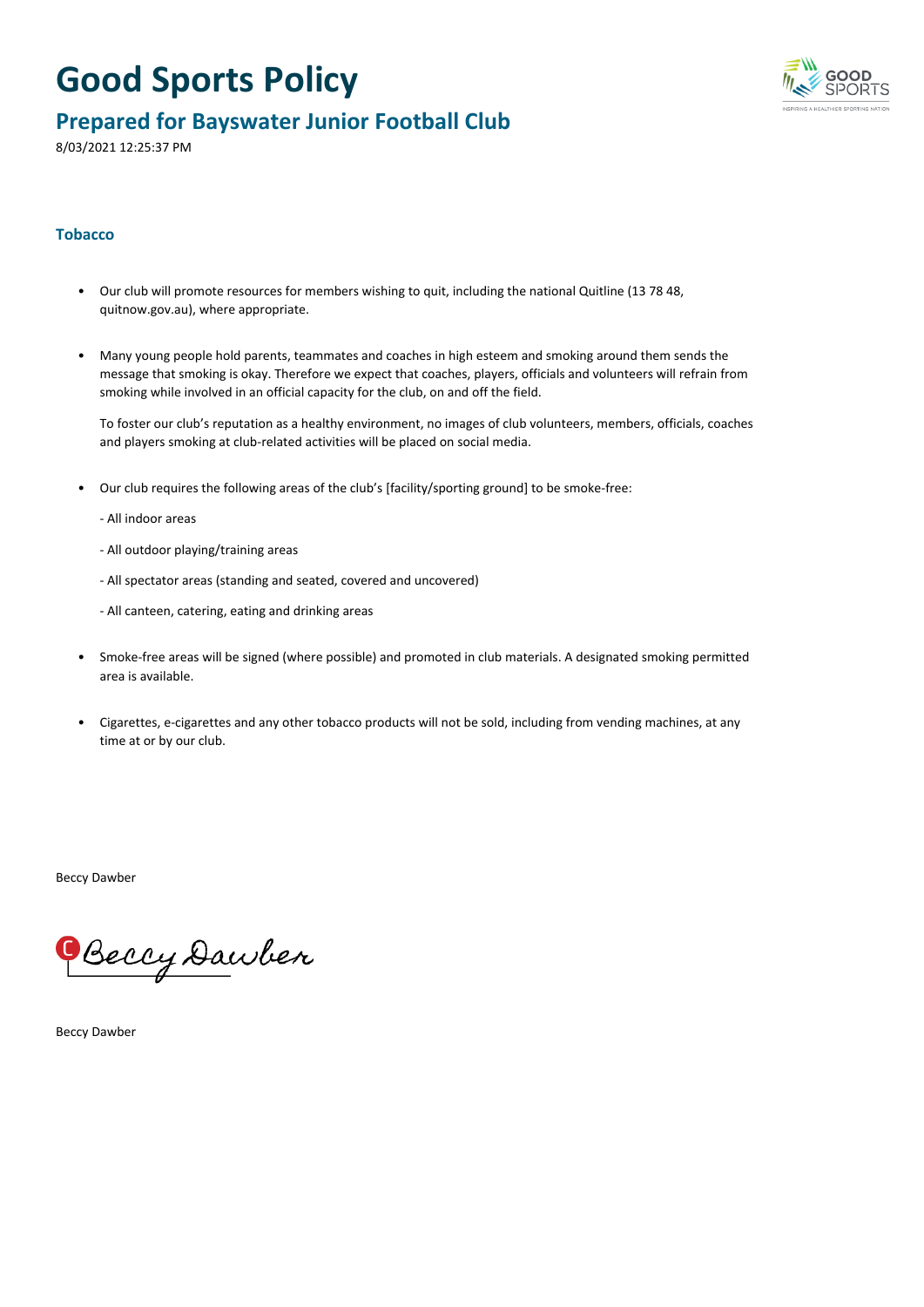# Good Sports Policy

## Prepared for Bayswater Junior Football Club

8/03/2021 12:25:37 PM

### Tobacco

- Our club will promote resources for members wishing to quit, including the national Quitline (13 78 48, quitnow.gov.au), where appropriate.

- Many young people hold parents, teammates and coaches in high esteem and smoking around them sends the message that smoking is okay. Therefore we expect that coaches, players, officials and volunteers will refrain from smoking while involved in an official capacity for the club, on and off the field.

  To foster our club's reputation as a healthy environment, no images of club volunteers, members, officials, coaches and players smoking at club-related activities will be placed on social media.

- Our club requires the following areas of the club's [facility/sporting ground] to be smoke-free:

  - All indoor areas

  - All outdoor playing/training areas

  - All spectator areas (standing and seated, covered and uncovered)

  - All canteen, catering, eating and drinking areas

- Smoke-free areas will be signed (where possible) and promoted in club materials. A designated smoking permitted area is available.

- Cigarettes, e-cigarettes and any other tobacco products will not be sold, including from vending machines, at any time at or by our club.

Beccy Dawber

Beccy Dawber

Beccy Dawber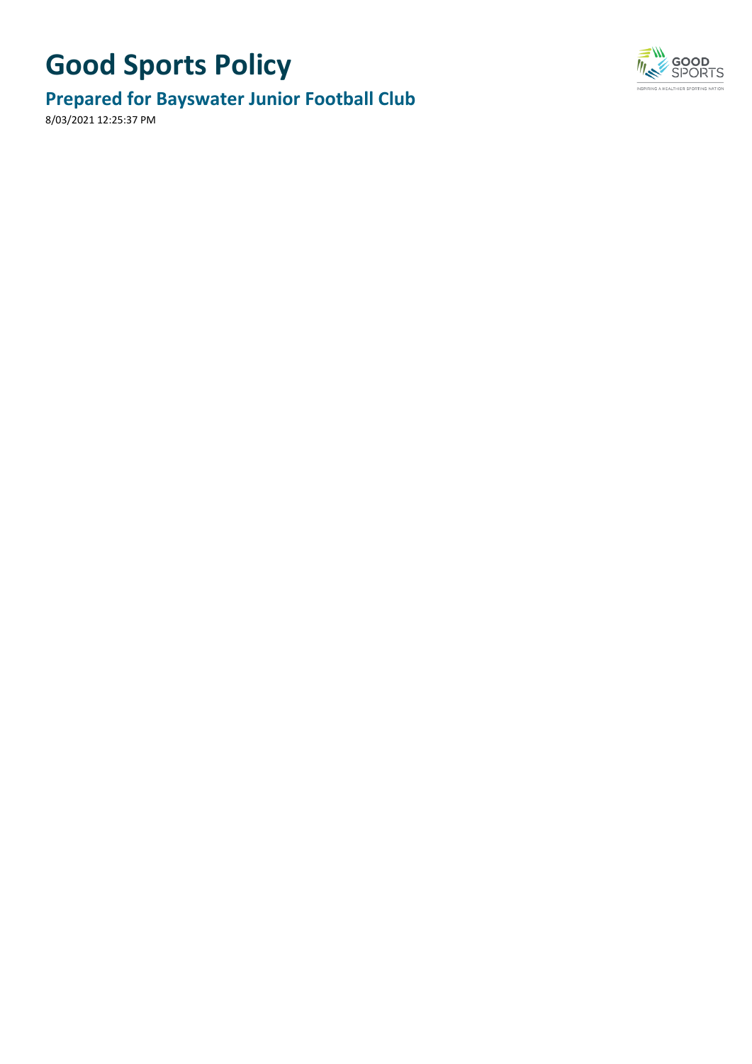# Good Sports Policy

## Prepared for Bayswater Junior Football Club

8/03/2021 12:25:37 PM